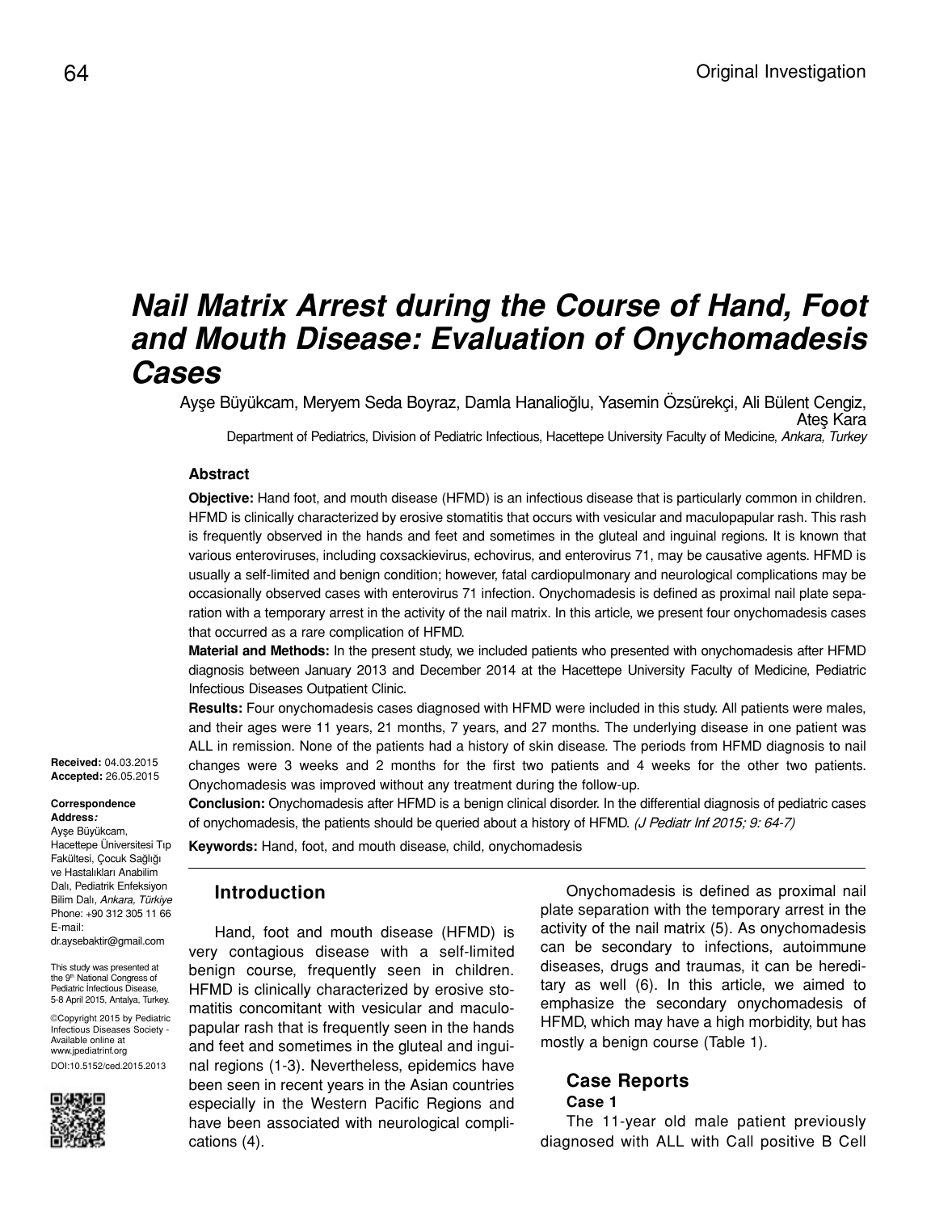Original Investigation

# Nail Matrix Arrest during the Course of Hand, Foot and Mouth Disease: Evaluation of Onychomadesis Cases

Ayşe Büyükcam, Meryem Seda Boyraz, Damla Hanalioğlu, Yasemin Özsürekçi, Ali Bülent Cengiz, Ateş Kara

Department of Pediatrics, Division of Pediatric Infectious, Hacettepe University Faculty of Medicine, *Ankara, Turkey*

## Abstract

**Objective:** Hand foot, and mouth disease (HFMD) is an infectious disease that is particularly common in children. HFMD is clinically characterized by erosive stomatitis that occurs with vesicular and maculopapular rash. This rash is frequently observed in the hands and feet and sometimes in the gluteal and inguinal regions. It is known that various enteroviruses, including coxsackievirus, echovirus, and enterovirus 71, may be causative agents. HFMD is usually a self-limited and benign condition; however, fatal cardiopulmonary and neurological complications may be occasionally observed cases with enterovirus 71 infection. Onychomadesis is defined as proximal nail plate separation with a temporary arrest in the activity of the nail matrix. In this article, we present four onychomadesis cases that occurred as a rare complication of HFMD.

**Material and Methods:** In the present study, we included patients who presented with onychomadesis after HFMD diagnosis between January 2013 and December 2014 at the Hacettepe University Faculty of Medicine, Pediatric Infectious Diseases Outpatient Clinic.

**Results:** Four onychomadesis cases diagnosed with HFMD were included in this study. All patients were males, and their ages were 11 years, 21 months, 7 years, and 27 months. The underlying disease in one patient was ALL in remission. None of the patients had a history of skin disease. The periods from HFMD diagnosis to nail changes were 3 weeks and 2 months for the first two patients and 4 weeks for the other two patients. Onychomadesis was improved without any treatment during the follow-up.

**Conclusion:** Onychomadesis after HFMD is a benign clinical disorder. In the differential diagnosis of pediatric cases of onychomadesis, the patients should be queried about a history of HFMD. *(J Pediatr Inf 2015; 9: 64-7)*

**Keywords:** Hand, foot, and mouth disease, child, onychomadesis

**Received:** 04.03.2015
**Accepted:** 26.05.2015

**Correspondence Address:**
Ayşe Büyükcam,
Hacettepe Üniversitesi Tıp Fakültesi, Çocuk Sağlığı ve Hastalıkları Anabilim Dalı, Pediatrik Enfeksiyon Bilim Dalı, *Ankara, Türkiye*
Phone: +90 312 305 11 66
E-mail: dr.aysebaktir@gmail.com

This study was presented at the 9th National Congress of Pediatric İnfectious Disease, 5-8 April 2015, Antalya, Turkey.

©Copyright 2015 by Pediatric Infectious Diseases Society - Available online at www.jpediatrinf.org
DOI:10.5152/ced.2015.2013

## Introduction

Hand, foot and mouth disease (HFMD) is very contagious disease with a self-limited benign course, frequently seen in children. HFMD is clinically characterized by erosive stomatitis concomitant with vesicular and maculopapular rash that is frequently seen in the hands and feet and sometimes in the gluteal and inguinal regions (1-3). Nevertheless, epidemics have been seen in recent years in the Asian countries especially in the Western Pacific Regions and have been associated with neurological complications (4).

Onychomadesis is defined as proximal nail plate separation with the temporary arrest in the activity of the nail matrix (5). As onychomadesis can be secondary to infections, autoimmune diseases, drugs and traumas, it can be hereditary as well (6). In this article, we aimed to emphasize the secondary onychomadesis of HFMD, which may have a high morbidity, but has mostly a benign course (Table 1).

## Case Reports

### Case 1

The 11-year old male patient previously diagnosed with ALL with Call positive B Cell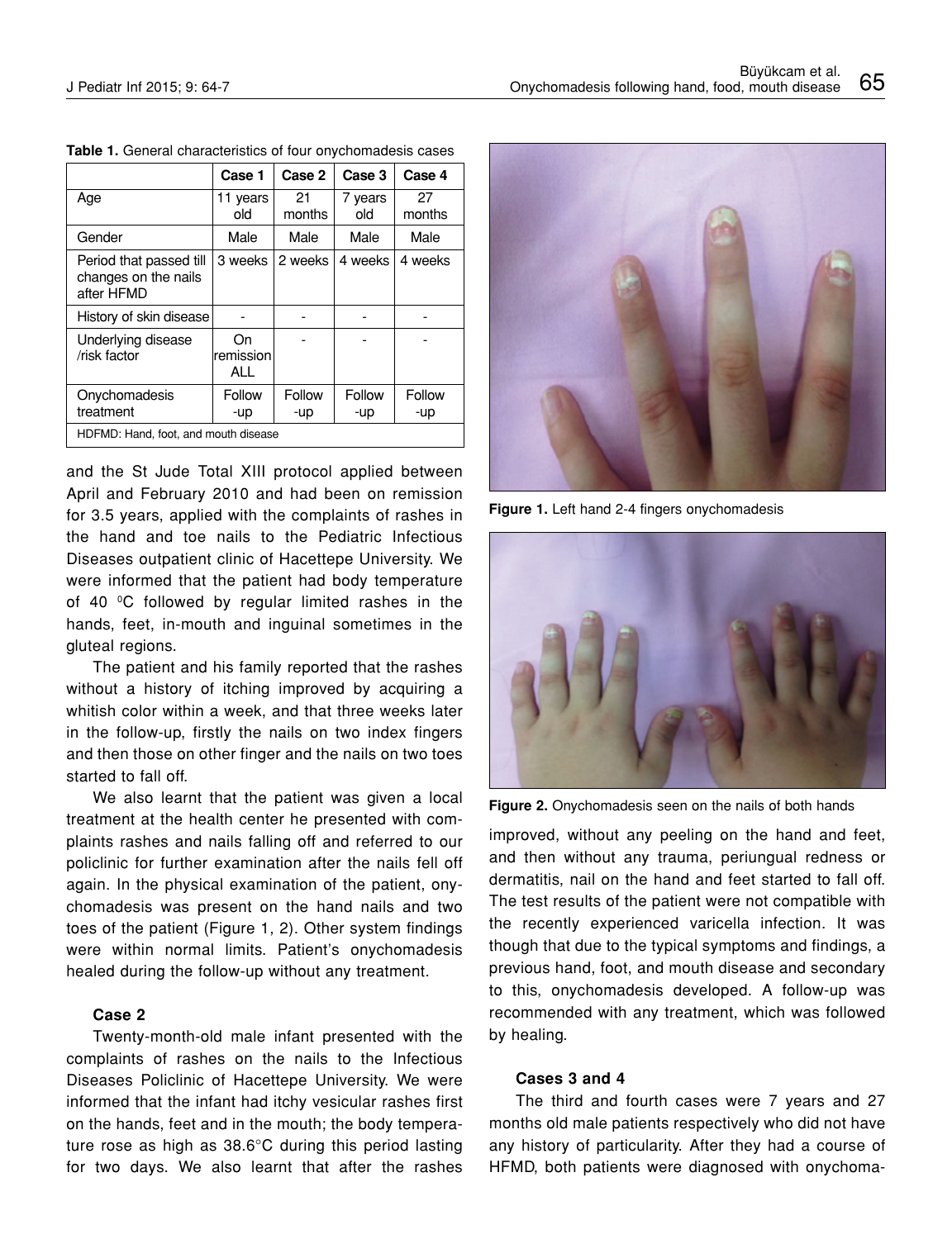**Table 1.** General characteristics of four onychomadesis cases

| | Case 1 | Case 2 | Case 3 | Case 4 |
|---|---|---|---|---|
| Age | 11 years old | 21 months | 7 years old | 27 months |
| Gender | Male | Male | Male | Male |
| Period that passed till changes on the nails after HFMD | 3 weeks | 2 weeks | 4 weeks | 4 weeks |
| History of skin disease | - | - | - | - |
| Underlying disease /risk factor | On remission ALL | - | - | - |
| Onychomadesis treatment | Follow -up | Follow -up | Follow -up | Follow -up |
| HDFMD: Hand, foot, and mouth disease | | | | |

and the St Jude Total XIII protocol applied between April and February 2010 and had been on remission for 3.5 years, applied with the complaints of rashes in the hand and toe nails to the Pediatric Infectious Diseases outpatient clinic of Hacettepe University. We were informed that the patient had body temperature of 40 $^{0}$C followed by regular limited rashes in the hands, feet, in-mouth and inguinal sometimes in the gluteal regions.

The patient and his family reported that the rashes without a history of itching improved by acquiring a whitish color within a week, and that three weeks later in the follow-up, firstly the nails on two index fingers and then those on other finger and the nails on two toes started to fall off.

We also learnt that the patient was given a local treatment at the health center he presented with complaints rashes and nails falling off and referred to our policlinic for further examination after the nails fell off again. In the physical examination of the patient, onychomadesis was present on the hand nails and two toes of the patient (Figure 1, 2). Other system findings were within normal limits. Patient's onychomadesis healed during the follow-up without any treatment.

#### Case 2

Twenty-month-old male infant presented with the complaints of rashes on the nails to the Infectious Diseases Policlinic of Hacettepe University. We were informed that the infant had itchy vesicular rashes first on the hands, feet and in the mouth; the body temperature rose as high as 38.6°C during this period lasting for two days. We also learnt that after the rashes improved, without any peeling on the hand and feet, and then without any trauma, periungual redness or dermatitis, nail on the hand and feet started to fall off. The test results of the patient were not compatible with the recently experienced varicella infection. It was though that due to the typical symptoms and findings, a previous hand, foot, and mouth disease and secondary to this, onychomadesis developed. A follow-up was recommended with any treatment, which was followed by healing.

**Figure 1.** Left hand 2-4 fingers onychomadesis

**Figure 2.** Onychomadesis seen on the nails of both hands

#### Cases 3 and 4

The third and fourth cases were 7 years and 27 months old male patients respectively who did not have any history of particularity. After they had a course of HFMD, both patients were diagnosed with onychoma-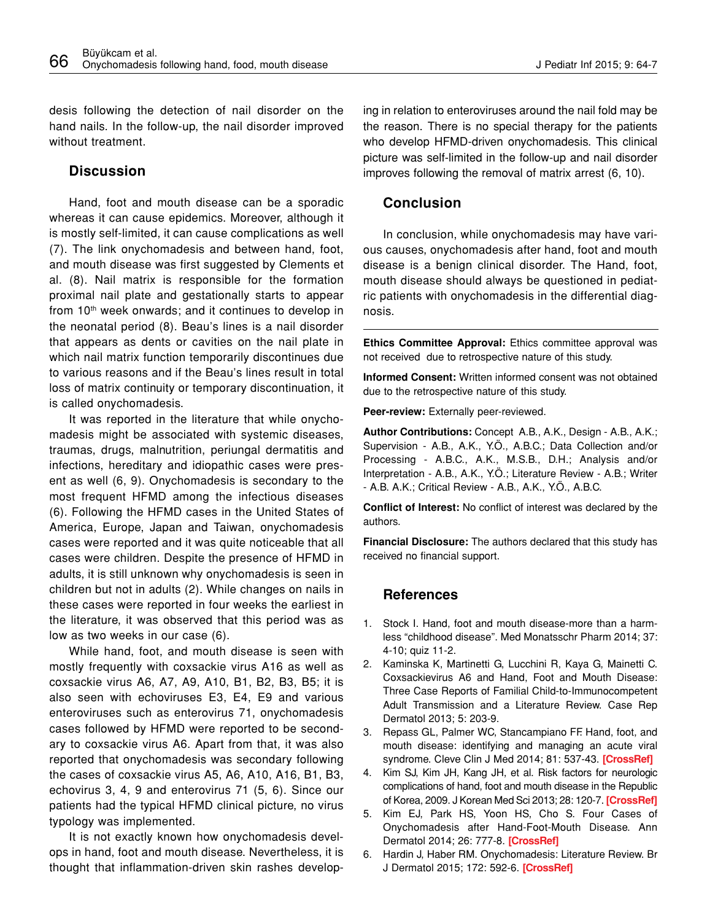desis following the detection of nail disorder on the hand nails. In the follow-up, the nail disorder improved without treatment.

## Discussion

Hand, foot and mouth disease can be a sporadic whereas it can cause epidemics. Moreover, although it is mostly self-limited, it can cause complications as well (7). The link onychomadesis and between hand, foot, and mouth disease was first suggested by Clements et al. (8). Nail matrix is responsible for the formation proximal nail plate and gestationally starts to appear from 10th week onwards; and it continues to develop in the neonatal period (8). Beau's lines is a nail disorder that appears as dents or cavities on the nail plate in which nail matrix function temporarily discontinues due to various reasons and if the Beau's lines result in total loss of matrix continuity or temporary discontinuation, it is called onychomadesis.

It was reported in the literature that while onychomadesis might be associated with systemic diseases, traumas, drugs, malnutrition, periungal dermatitis and infections, hereditary and idiopathic cases were present as well (6, 9). Onychomadesis is secondary to the most frequent HFMD among the infectious diseases (6). Following the HFMD cases in the United States of America, Europe, Japan and Taiwan, onychomadesis cases were reported and it was quite noticeable that all cases were children. Despite the presence of HFMD in adults, it is still unknown why onychomadesis is seen in children but not in adults (2). While changes on nails in these cases were reported in four weeks the earliest in the literature, it was observed that this period was as low as two weeks in our case (6).

While hand, foot, and mouth disease is seen with mostly frequently with coxsackie virus A16 as well as coxsackie virus A6, A7, A9, A10, B1, B2, B3, B5; it is also seen with echoviruses E3, E4, E9 and various enteroviruses such as enterovirus 71, onychomadesis cases followed by HFMD were reported to be secondary to coxsackie virus A6. Apart from that, it was also reported that onychomadesis was secondary following the cases of coxsackie virus A5, A6, A10, A16, B1, B3, echovirus 3, 4, 9 and enterovirus 71 (5, 6). Since our patients had the typical HFMD clinical picture, no virus typology was implemented.

It is not exactly known how onychomadesis develops in hand, foot and mouth disease. Nevertheless, it is thought that inflammation-driven skin rashes developing in relation to enteroviruses around the nail fold may be the reason. There is no special therapy for the patients who develop HFMD-driven onychomadesis. This clinical picture was self-limited in the follow-up and nail disorder improves following the removal of matrix arrest (6, 10).

## Conclusion

In conclusion, while onychomadesis may have various causes, onychomadesis after hand, foot and mouth disease is a benign clinical disorder. The Hand, foot, mouth disease should always be questioned in pediatric patients with onychomadesis in the differential diagnosis.

**Ethics Committee Approval:** Ethics committee approval was not received due to retrospective nature of this study.

**Informed Consent:** Written informed consent was not obtained due to the retrospective nature of this study.

**Peer-review:** Externally peer-reviewed.

**Author Contributions:** Concept A.B., A.K., Design - A.B., A.K.; Supervision - A.B., A.K., Y.Ö., A.B.C.; Data Collection and/or Processing - A.B.C., A.K., M.S.B., D.H.; Analysis and/or Interpretation - A.B., A.K., Y.Ö.; Literature Review - A.B.; Writer - A.B. A.K.; Critical Review - A.B., A.K., Y.Ö., A.B.C.

**Conflict of Interest:** No conflict of interest was declared by the authors.

**Financial Disclosure:** The authors declared that this study has received no financial support.

## References

1. Stock I. Hand, foot and mouth disease-more than a harmless "childhood disease". Med Monatsschr Pharm 2014; 37: 4-10; quiz 11-2.
2. Kaminska K, Martinetti G, Lucchini R, Kaya G, Mainetti C. Coxsackievirus A6 and Hand, Foot and Mouth Disease: Three Case Reports of Familial Child-to-Immunocompetent Adult Transmission and a Literature Review. Case Rep Dermatol 2013; 5: 203-9.
3. Repass GL, Palmer WC, Stancampiano FF. Hand, foot, and mouth disease: identifying and managing an acute viral syndrome. Cleve Clin J Med 2014; 81: 537-43. **[CrossRef]**
4. Kim SJ, Kim JH, Kang JH, et al. Risk factors for neurologic complications of hand, foot and mouth disease in the Republic of Korea, 2009. J Korean Med Sci 2013; 28: 120-7. **[CrossRef]**
5. Kim EJ, Park HS, Yoon HS, Cho S. Four Cases of Onychomadesis after Hand-Foot-Mouth Disease. Ann Dermatol 2014; 26: 777-8. **[CrossRef]**
6. Hardin J, Haber RM. Onychomadesis: Literature Review. Br J Dermatol 2015; 172: 592-6. **[CrossRef]**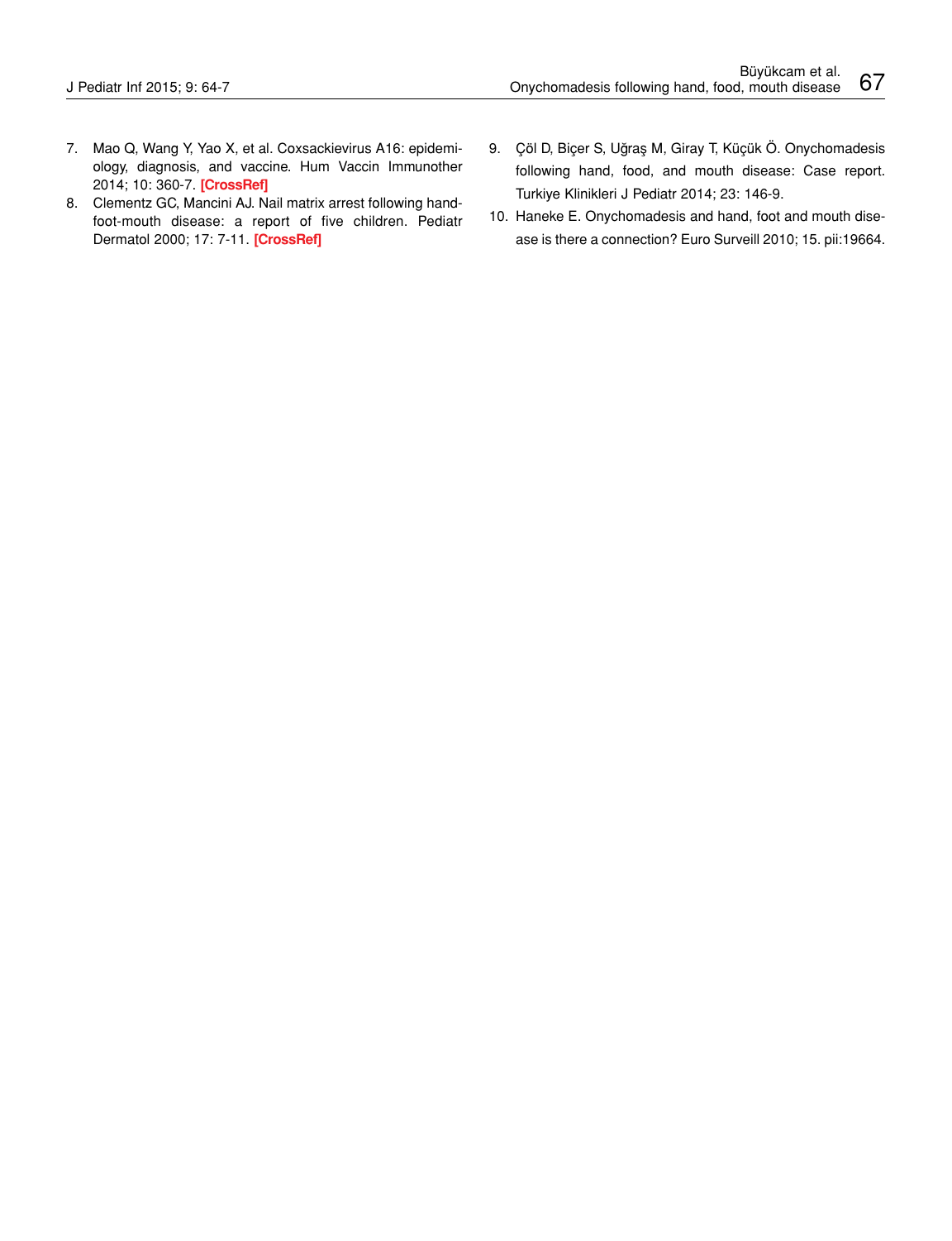7. Mao Q, Wang Y, Yao X, et al. Coxsackievirus A16: epidemiology, diagnosis, and vaccine. Hum Vaccin Immunother 2014; 10: 360-7. **[CrossRef]**
8. Clementz GC, Mancini AJ. Nail matrix arrest following hand-foot-mouth disease: a report of five children. Pediatr Dermatol 2000; 17: 7-11. **[CrossRef]**
9. Çöl D, Biçer S, Uğraş M, Giray T, Küçük Ö. Onychomadesis following hand, food, and mouth disease: Case report. Turkiye Klinikleri J Pediatr 2014; 23: 146-9.
10. Haneke E. Onychomadesis and hand, foot and mouth disease is there a connection? Euro Surveill 2010; 15. pii:19664.